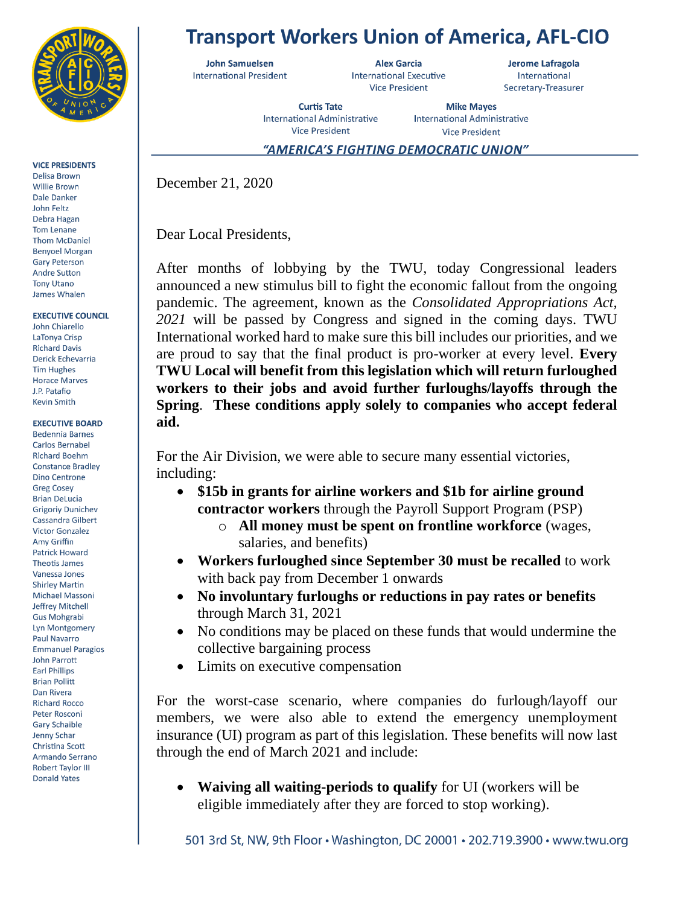# Transport Workers Union of America, AFL-CIO

**John Samuelsen**
International President

**Alex Garcia**
International Executive Vice President

**Jerome Lafragola**
International Secretary-Treasurer

**Curtis Tate**
International Administrative Vice President

**Mike Mayes**
International Administrative Vice President

***"AMERICA'S FIGHTING DEMOCRATIC UNION"***

**VICE PRESIDENTS**
Delisa Brown
Willie Brown
Dale Danker
John Feltz
Debra Hagan
Tom Lenane
Thom McDaniel
Benyoel Morgan
Gary Peterson
Andre Sutton
Tony Utano
James Whalen

**EXECUTIVE COUNCIL**
John Chiarello
LaTonya Crisp
Richard Davis
Derick Echevarria
Tim Hughes
Horace Marves
J.P. Patafio
Kevin Smith

**EXECUTIVE BOARD**
Bedennia Barnes
Carlos Bernabel
Richard Boehm
Constance Bradley
Dino Centrone
Greg Cosey
Brian DeLucia
Grigoriy Dunichev
Cassandra Gilbert
Victor Gonzalez
Amy Griffin
Patrick Howard
Theotis James
Vanessa Jones
Shirley Martin
Michael Massoni
Jeffrey Mitchell
Gus Mohgrabi
Lyn Montgomery
Paul Navarro
Emmanuel Paragios
John Parrott
Earl Phillips
Brian Pollitt
Dan Rivera
Richard Rocco
Peter Rosconi
Gary Schaible
Jenny Schar
Christina Scott
Armando Serrano
Robert Taylor III
Donald Yates

December 21, 2020

Dear Local Presidents,

After months of lobbying by the TWU, today Congressional leaders announced a new stimulus bill to fight the economic fallout from the ongoing pandemic. The agreement, known as the *Consolidated Appropriations Act, 2021* will be passed by Congress and signed in the coming days. TWU International worked hard to make sure this bill includes our priorities, and we are proud to say that the final product is pro-worker at every level. **Every TWU Local will benefit from this legislation which will return furloughed workers to their jobs and avoid further furloughs/layoffs through the Spring**. **These conditions apply solely to companies who accept federal aid.**

For the Air Division, we were able to secure many essential victories, including:

- **$15b in grants for airline workers and $1b for airline ground contractor workers** through the Payroll Support Program (PSP)
  - **All money must be spent on frontline workforce** (wages, salaries, and benefits)
- **Workers furloughed since September 30 must be recalled** to work with back pay from December 1 onwards
- **No involuntary furloughs or reductions in pay rates or benefits** through March 31, 2021
- No conditions may be placed on these funds that would undermine the collective bargaining process
- Limits on executive compensation

For the worst-case scenario, where companies do furlough/layoff our members, we were also able to extend the emergency unemployment insurance (UI) program as part of this legislation. These benefits will now last through the end of March 2021 and include:

- **Waiving all waiting-periods to qualify** for UI (workers will be eligible immediately after they are forced to stop working).

501 3rd St, NW, 9th Floor • Washington, DC 20001 • 202.719.3900 • www.twu.org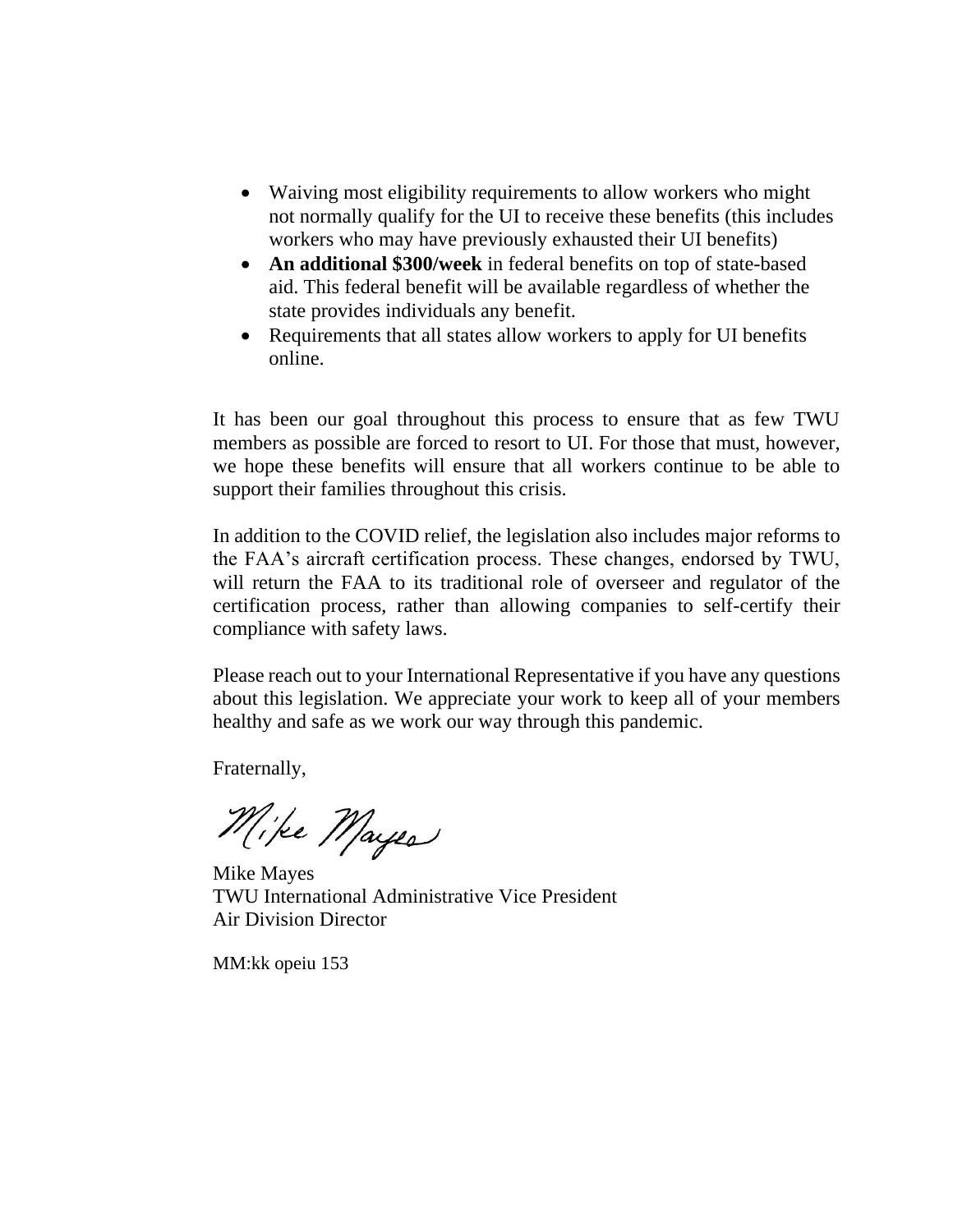- Waiving most eligibility requirements to allow workers who might not normally qualify for the UI to receive these benefits (this includes workers who may have previously exhausted their UI benefits)
- **An additional $300/week** in federal benefits on top of state-based aid. This federal benefit will be available regardless of whether the state provides individuals any benefit.
- Requirements that all states allow workers to apply for UI benefits online.

It has been our goal throughout this process to ensure that as few TWU members as possible are forced to resort to UI. For those that must, however, we hope these benefits will ensure that all workers continue to be able to support their families throughout this crisis.

In addition to the COVID relief, the legislation also includes major reforms to the FAA's aircraft certification process. These changes, endorsed by TWU, will return the FAA to its traditional role of overseer and regulator of the certification process, rather than allowing companies to self-certify their compliance with safety laws.

Please reach out to your International Representative if you have any questions about this legislation. We appreciate your work to keep all of your members healthy and safe as we work our way through this pandemic.

Fraternally,

Mike Mayes

Mike Mayes
TWU International Administrative Vice President
Air Division Director

MM:kk opeiu 153